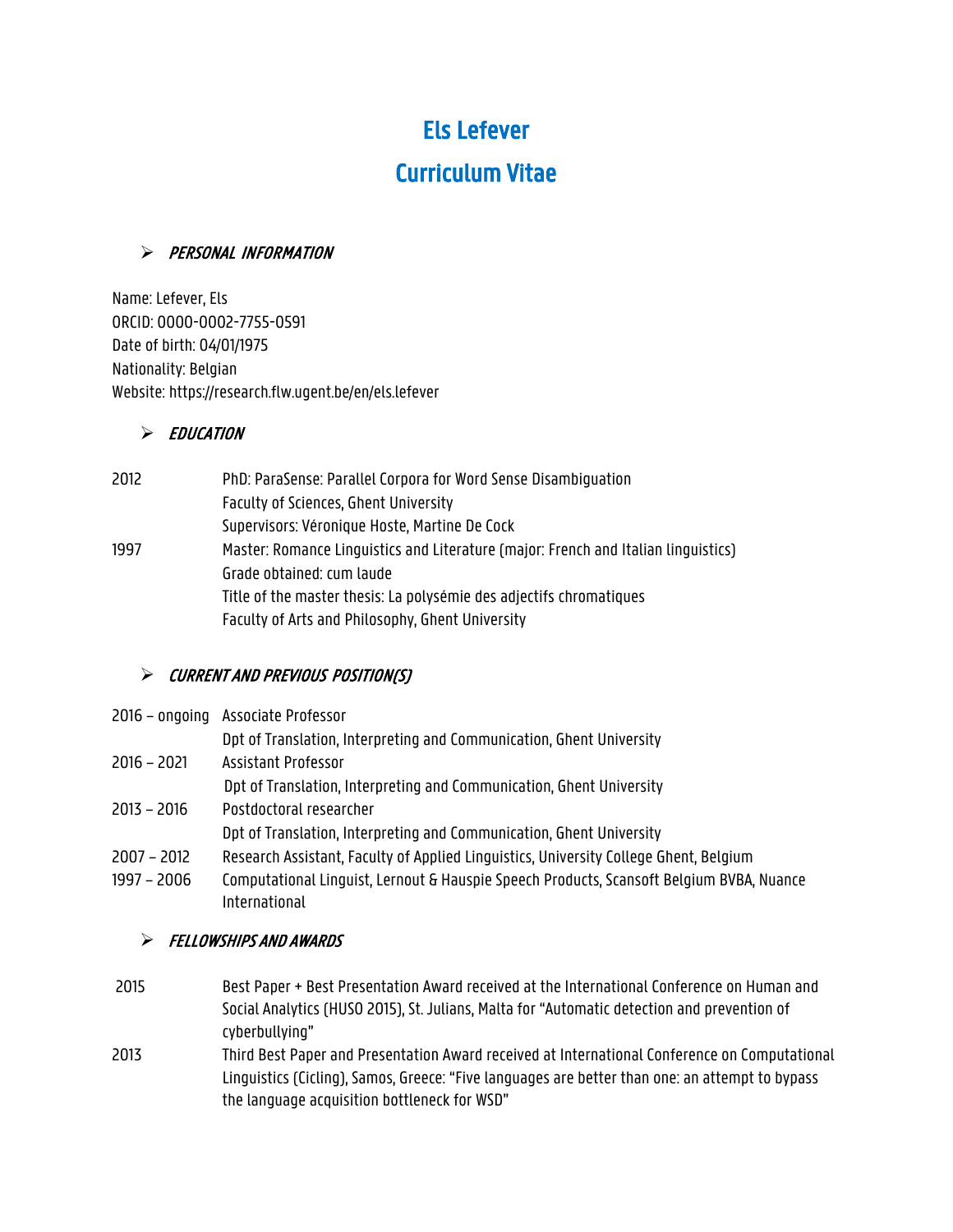# Els Lefever

# Curriculum Vitae

## *PERSONAL INFORMATION*

Name: Lefever, Els
ORCID: 0000-0002-7755-0591
Date of birth: 04/01/1975
Nationality: Belgian
Website: https://research.flw.ugent.be/en/els.lefever

## *EDUCATION*

| | |
|---|---|
| 2012 | PhD: ParaSense: Parallel Corpora for Word Sense Disambiguation<br>Faculty of Sciences, Ghent University<br>Supervisors: Véronique Hoste, Martine De Cock |
| 1997 | Master: Romance Linguistics and Literature (major: French and Italian linguistics)<br>Grade obtained: cum laude<br>Title of the master thesis: La polysémie des adjectifs chromatiques<br>Faculty of Arts and Philosophy, Ghent University |

## *CURRENT AND PREVIOUS POSITION(S)*

| | |
|---|---|
| 2016 – ongoing | Associate Professor<br>Dpt of Translation, Interpreting and Communication, Ghent University |
| 2016 – 2021 | Assistant Professor<br>Dpt of Translation, Interpreting and Communication, Ghent University |
| 2013 – 2016 | Postdoctoral researcher<br>Dpt of Translation, Interpreting and Communication, Ghent University |
| 2007 – 2012 | Research Assistant, Faculty of Applied Linguistics, University College Ghent, Belgium |
| 1997 – 2006 | Computational Linguist, Lernout & Hauspie Speech Products, Scansoft Belgium BVBA, Nuance International |

## *FELLOWSHIPS AND AWARDS*

| | |
|---|---|
| 2015 | Best Paper + Best Presentation Award received at the International Conference on Human and Social Analytics (HUSO 2015), St. Julians, Malta for "Automatic detection and prevention of cyberbullying" |
| 2013 | Third Best Paper and Presentation Award received at International Conference on Computational Linguistics (Cicling), Samos, Greece: "Five languages are better than one: an attempt to bypass the language acquisition bottleneck for WSD" |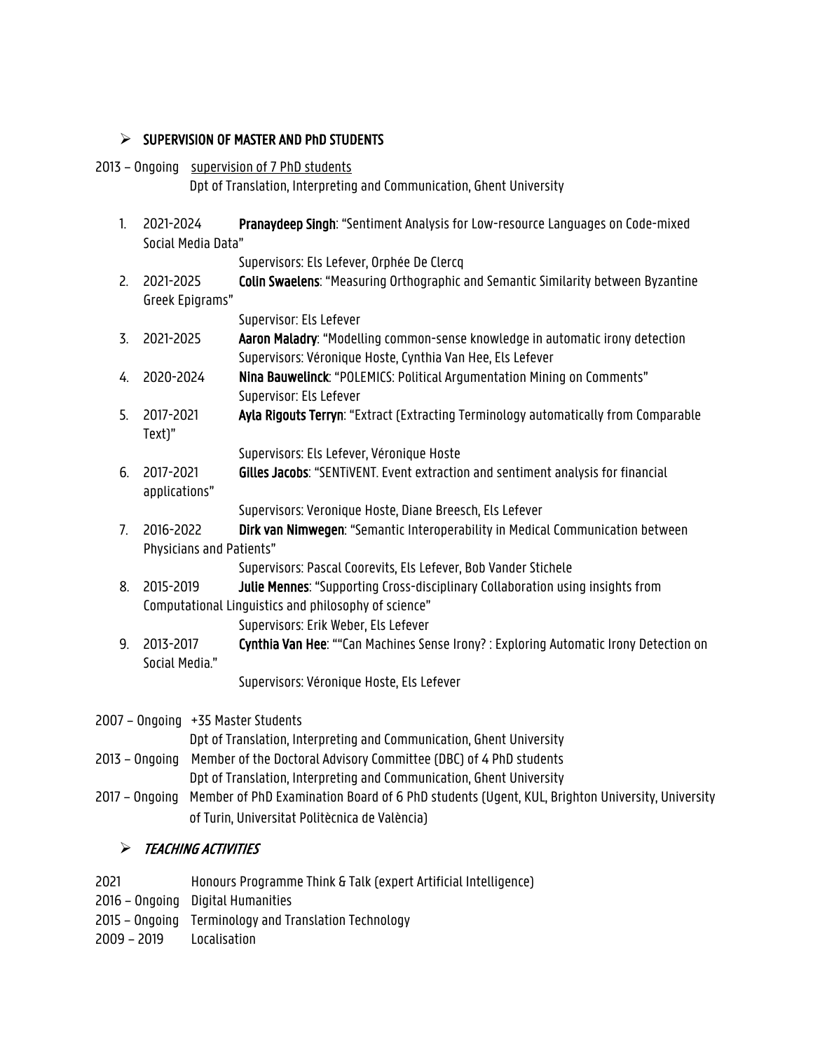- **SUPERVISION OF MASTER AND PhD STUDENTS**

2013 – Ongoing supervision of 7 PhD students
Dpt of Translation, Interpreting and Communication, Ghent University

1. 2021-2024 **Pranaydeep Singh**: "Sentiment Analysis for Low-resource Languages on Code-mixed Social Media Data"
   Supervisors: Els Lefever, Orphée De Clercq
2. 2021-2025 **Colin Swaelens**: "Measuring Orthographic and Semantic Similarity between Byzantine Greek Epigrams"
   Supervisor: Els Lefever
3. 2021-2025 **Aaron Maladry**: "Modelling common-sense knowledge in automatic irony detection
   Supervisors: Véronique Hoste, Cynthia Van Hee, Els Lefever
4. 2020-2024 **Nina Bauwelinck**: "POLEMICS: Political Argumentation Mining on Comments"
   Supervisor: Els Lefever
5. 2017-2021 **Ayla Rigouts Terryn**: "Extract (Extracting Terminology automatically from Comparable Text)"
   Supervisors: Els Lefever, Véronique Hoste
6. 2017-2021 **Gilles Jacobs**: "SENTiVENT. Event extraction and sentiment analysis for financial applications"
   Supervisors: Veronique Hoste, Diane Breesch, Els Lefever
7. 2016-2022 **Dirk van Nimwegen**: "Semantic Interoperability in Medical Communication between Physicians and Patients"
   Supervisors: Pascal Coorevits, Els Lefever, Bob Vander Stichele
8. 2015-2019 **Julie Mennes**: "Supporting Cross-disciplinary Collaboration using insights from Computational Linguistics and philosophy of science"
   Supervisors: Erik Weber, Els Lefever
9. 2013-2017 **Cynthia Van Hee**: ""Can Machines Sense Irony? : Exploring Automatic Irony Detection on Social Media."
   Supervisors: Véronique Hoste, Els Lefever

2007 – Ongoing +35 Master Students
Dpt of Translation, Interpreting and Communication, Ghent University

2013 – Ongoing Member of the Doctoral Advisory Committee (DBC) of 4 PhD students
Dpt of Translation, Interpreting and Communication, Ghent University

2017 – Ongoing Member of PhD Examination Board of 6 PhD students (Ugent, KUL, Brighton University, University of Turin, Universitat Politècnica de València)

- ***TEACHING ACTIVITIES***

2021 Honours Programme Think & Talk (expert Artificial Intelligence)
2016 – Ongoing Digital Humanities
2015 – Ongoing Terminology and Translation Technology
2009 – 2019 Localisation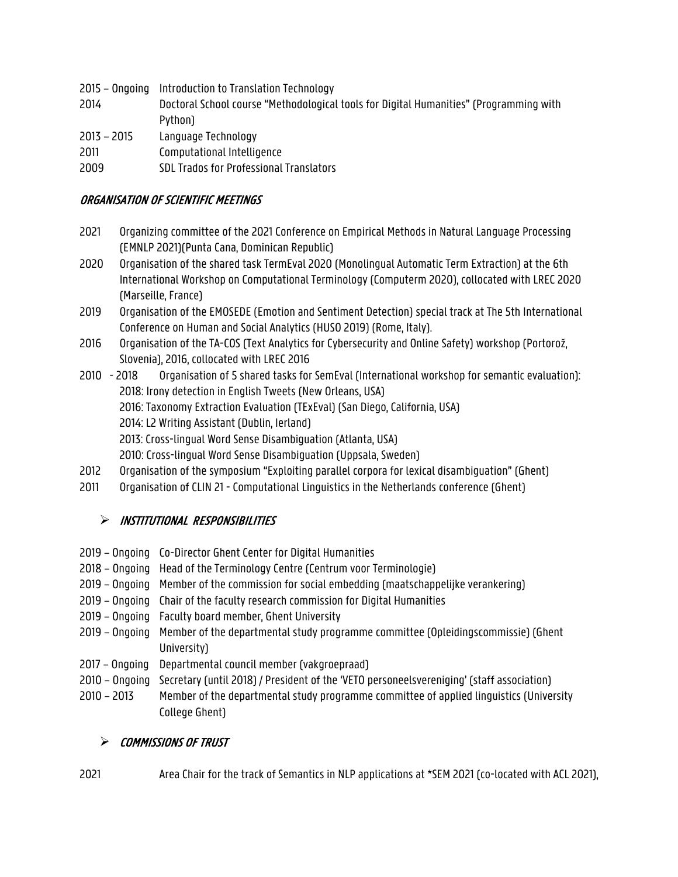2015 – Ongoing Introduction to Translation Technology
2014 Doctoral School course "Methodological tools for Digital Humanities" (Programming with Python)
2013 – 2015 Language Technology
2011 Computational Intelligence
2009 SDL Trados for Professional Translators

### *ORGANISATION OF SCIENTIFIC MEETINGS*

2021 Organizing committee of the 2021 Conference on Empirical Methods in Natural Language Processing (EMNLP 2021)(Punta Cana, Dominican Republic)

2020 Organisation of the shared task TermEval 2020 (Monolingual Automatic Term Extraction) at the 6th International Workshop on Computational Terminology (Computerm 2020), collocated with LREC 2020 (Marseille, France)

2019 Organisation of the EMOSEDE (Emotion and Sentiment Detection) special track at The 5th International Conference on Human and Social Analytics (HUSO 2019) (Rome, Italy).

2016 Organisation of the TA-COS (Text Analytics for Cybersecurity and Online Safety) workshop (Portorož, Slovenia), 2016, collocated with LREC 2016

2010 - 2018 Organisation of 5 shared tasks for SemEval (International workshop for semantic evaluation):
2018: Irony detection in English Tweets (New Orleans, USA)
2016: Taxonomy Extraction Evaluation (TExEval) (San Diego, California, USA)
2014: L2 Writing Assistant (Dublin, Ierland)
2013: Cross-lingual Word Sense Disambiguation (Atlanta, USA)
2010: Cross-lingual Word Sense Disambiguation (Uppsala, Sweden)

2012 Organisation of the symposium "Exploiting parallel corpora for lexical disambiguation" (Ghent)

2011 Organisation of CLIN 21 - Computational Linguistics in the Netherlands conference (Ghent)

### ➢ *INSTITUTIONAL RESPONSIBILITIES*

2019 – Ongoing Co-Director Ghent Center for Digital Humanities
2018 – Ongoing Head of the Terminology Centre (Centrum voor Terminologie)
2019 – Ongoing Member of the commission for social embedding (maatschappelijke verankering)
2019 – Ongoing Chair of the faculty research commission for Digital Humanities
2019 – Ongoing Faculty board member, Ghent University
2019 – Ongoing Member of the departmental study programme committee (Opleidingscommissie) (Ghent University)
2017 – Ongoing Departmental council member (vakgroepraad)
2010 – Ongoing Secretary (until 2018) / President of the 'VETO personeelsvereniging' (staff association)
2010 – 2013 Member of the departmental study programme committee of applied linguistics (University College Ghent)

### ➢ *COMMISSIONS OF TRUST*

2021 Area Chair for the track of Semantics in NLP applications at *SEM 2021 (co-located with ACL 2021),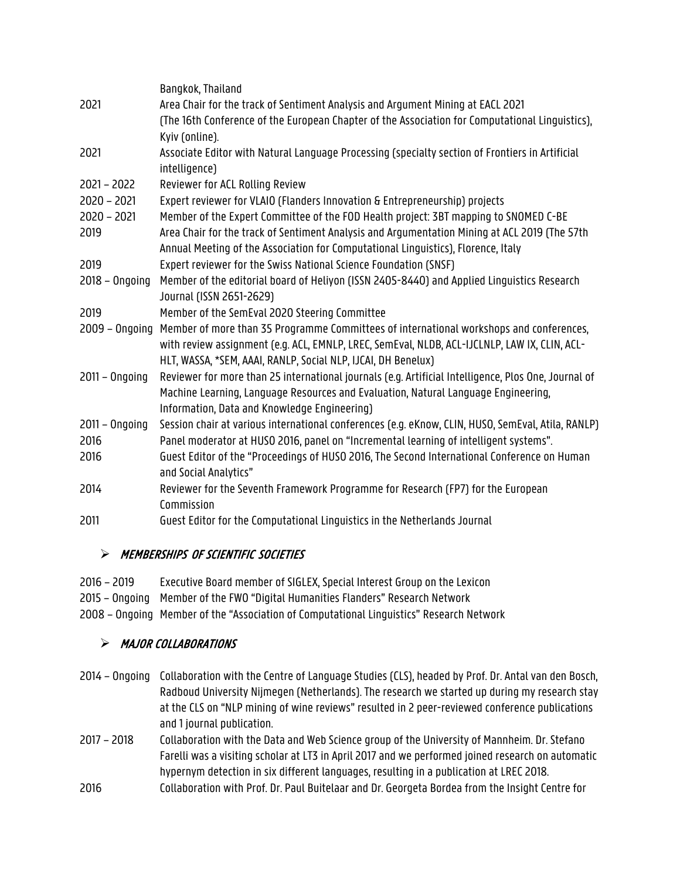| | |
|---|---|
| | Bangkok, Thailand |
| 2021 | Area Chair for the track of Sentiment Analysis and Argument Mining at EACL 2021 (The 16th Conference of the European Chapter of the Association for Computational Linguistics), Kyiv (online). |
| 2021 | Associate Editor with Natural Language Processing (specialty section of Frontiers in Artificial intelligence) |
| 2021 – 2022 | Reviewer for ACL Rolling Review |
| 2020 – 2021 | Expert reviewer for VLAIO (Flanders Innovation & Entrepreneurship) projects |
| 2020 – 2021 | Member of the Expert Committee of the FOD Health project: 3BT mapping to SNOMED C-BE |
| 2019 | Area Chair for the track of Sentiment Analysis and Argumentation Mining at ACL 2019 (The 57th Annual Meeting of the Association for Computational Linguistics), Florence, Italy |
| 2019 | Expert reviewer for the Swiss National Science Foundation (SNSF) |
| 2018 – Ongoing | Member of the editorial board of Heliyon (ISSN 2405-8440) and Applied Linguistics Research Journal (ISSN 2651-2629) |
| 2019 | Member of the SemEval 2020 Steering Committee |
| 2009 – Ongoing | Member of more than 35 Programme Committees of international workshops and conferences, with review assignment (e.g. ACL, EMNLP, LREC, SemEval, NLDB, ACL-IJCLNLP, LAW IX, CLIN, ACL-HLT, WASSA, *SEM, AAAI, RANLP, Social NLP, IJCAI, DH Benelux) |
| 2011 – Ongoing | Reviewer for more than 25 international journals (e.g. Artificial Intelligence, Plos One, Journal of Machine Learning, Language Resources and Evaluation, Natural Language Engineering, Information, Data and Knowledge Engineering) |
| 2011 – Ongoing | Session chair at various international conferences (e.g. eKnow, CLIN, HUSO, SemEval, Atila, RANLP) |
| 2016 | Panel moderator at HUSO 2016, panel on "Incremental learning of intelligent systems". |
| 2016 | Guest Editor of the "Proceedings of HUSO 2016, The Second International Conference on Human and Social Analytics" |
| 2014 | Reviewer for the Seventh Framework Programme for Research (FP7) for the European Commission |
| 2011 | Guest Editor for the Computational Linguistics in the Netherlands Journal |

## ➢ *MEMBERSHIPS OF SCIENTIFIC SOCIETIES*

| | |
|---|---|
| 2016 – 2019 | Executive Board member of SIGLEX, Special Interest Group on the Lexicon |
| 2015 – Ongoing | Member of the FWO "Digital Humanities Flanders" Research Network |
| 2008 – Ongoing | Member of the "Association of Computational Linguistics" Research Network |

## ➢ *MAJOR COLLABORATIONS*

| | |
|---|---|
| 2014 – Ongoing | Collaboration with the Centre of Language Studies (CLS), headed by Prof. Dr. Antal van den Bosch, Radboud University Nijmegen (Netherlands). The research we started up during my research stay at the CLS on "NLP mining of wine reviews" resulted in 2 peer-reviewed conference publications and 1 journal publication. |
| 2017 – 2018 | Collaboration with the Data and Web Science group of the University of Mannheim. Dr. Stefano Farelli was a visiting scholar at LT3 in April 2017 and we performed joined research on automatic hypernym detection in six different languages, resulting in a publication at LREC 2018. |
| 2016 | Collaboration with Prof. Dr. Paul Buitelaar and Dr. Georgeta Bordea from the Insight Centre for |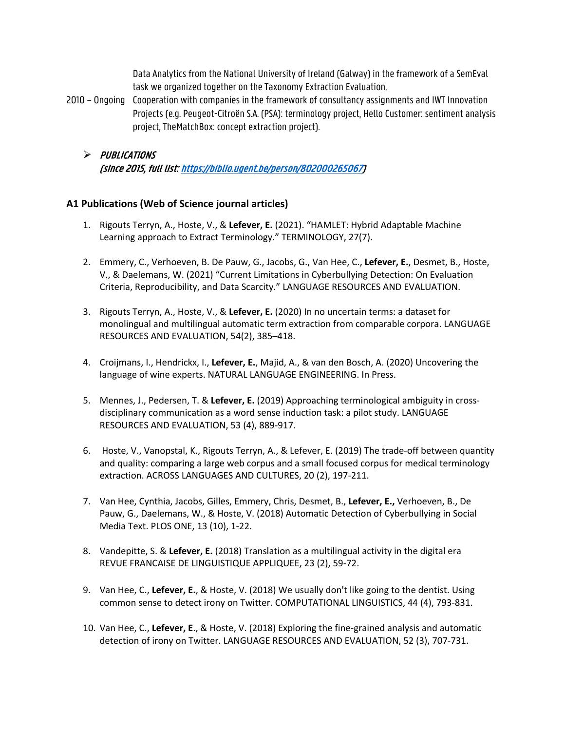Data Analytics from the National University of Ireland (Galway) in the framework of a SemEval task we organized together on the Taxonomy Extraction Evaluation.

2010 – Ongoing Cooperation with companies in the framework of consultancy assignments and IWT Innovation Projects (e.g. Peugeot-Citroën S.A. (PSA): terminology project, Hello Customer: sentiment analysis project, TheMatchBox: concept extraction project).

- ***PUBLICATIONS***
  ***(since 2015, full list: [https://biblio.ugent.be/person/802000265067](https://biblio.ugent.be/person/802000265067))***

### A1 Publications (Web of Science journal articles)

1. Rigouts Terryn, A., Hoste, V., & **Lefever, E.** (2021). "HAMLET: Hybrid Adaptable Machine Learning approach to Extract Terminology." TERMINOLOGY, 27(7).

2. Emmery, C., Verhoeven, B. De Pauw, G., Jacobs, G., Van Hee, C., **Lefever, E.**, Desmet, B., Hoste, V., & Daelemans, W. (2021) "Current Limitations in Cyberbullying Detection: On Evaluation Criteria, Reproducibility, and Data Scarcity." LANGUAGE RESOURCES AND EVALUATION.

3. Rigouts Terryn, A., Hoste, V., & **Lefever, E.** (2020) In no uncertain terms: a dataset for monolingual and multilingual automatic term extraction from comparable corpora. LANGUAGE RESOURCES AND EVALUATION, 54(2), 385–418.

4. Croijmans, I., Hendrickx, I., **Lefever, E.**, Majid, A., & van den Bosch, A. (2020) Uncovering the language of wine experts. NATURAL LANGUAGE ENGINEERING. In Press.

5. Mennes, J., Pedersen, T. & **Lefever, E.** (2019) Approaching terminological ambiguity in cross-disciplinary communication as a word sense induction task: a pilot study. LANGUAGE RESOURCES AND EVALUATION, 53 (4), 889-917.

6. Hoste, V., Vanopstal, K., Rigouts Terryn, A., & Lefever, E. (2019) The trade-off between quantity and quality: comparing a large web corpus and a small focused corpus for medical terminology extraction. ACROSS LANGUAGES AND CULTURES, 20 (2), 197-211.

7. Van Hee, Cynthia, Jacobs, Gilles, Emmery, Chris, Desmet, B., **Lefever, E.,** Verhoeven, B., De Pauw, G., Daelemans, W., & Hoste, V. (2018) Automatic Detection of Cyberbullying in Social Media Text. PLOS ONE, 13 (10), 1-22.

8. Vandepitte, S. & **Lefever, E.** (2018) Translation as a multilingual activity in the digital era REVUE FRANCAISE DE LINGUISTIQUE APPLIQUEE, 23 (2), 59-72.

9. Van Hee, C., **Lefever, E.**, & Hoste, V. (2018) We usually don't like going to the dentist. Using common sense to detect irony on Twitter. COMPUTATIONAL LINGUISTICS, 44 (4), 793-831.

10. Van Hee, C., **Lefever, E**., & Hoste, V. (2018) Exploring the fine-grained analysis and automatic detection of irony on Twitter. LANGUAGE RESOURCES AND EVALUATION, 52 (3), 707-731.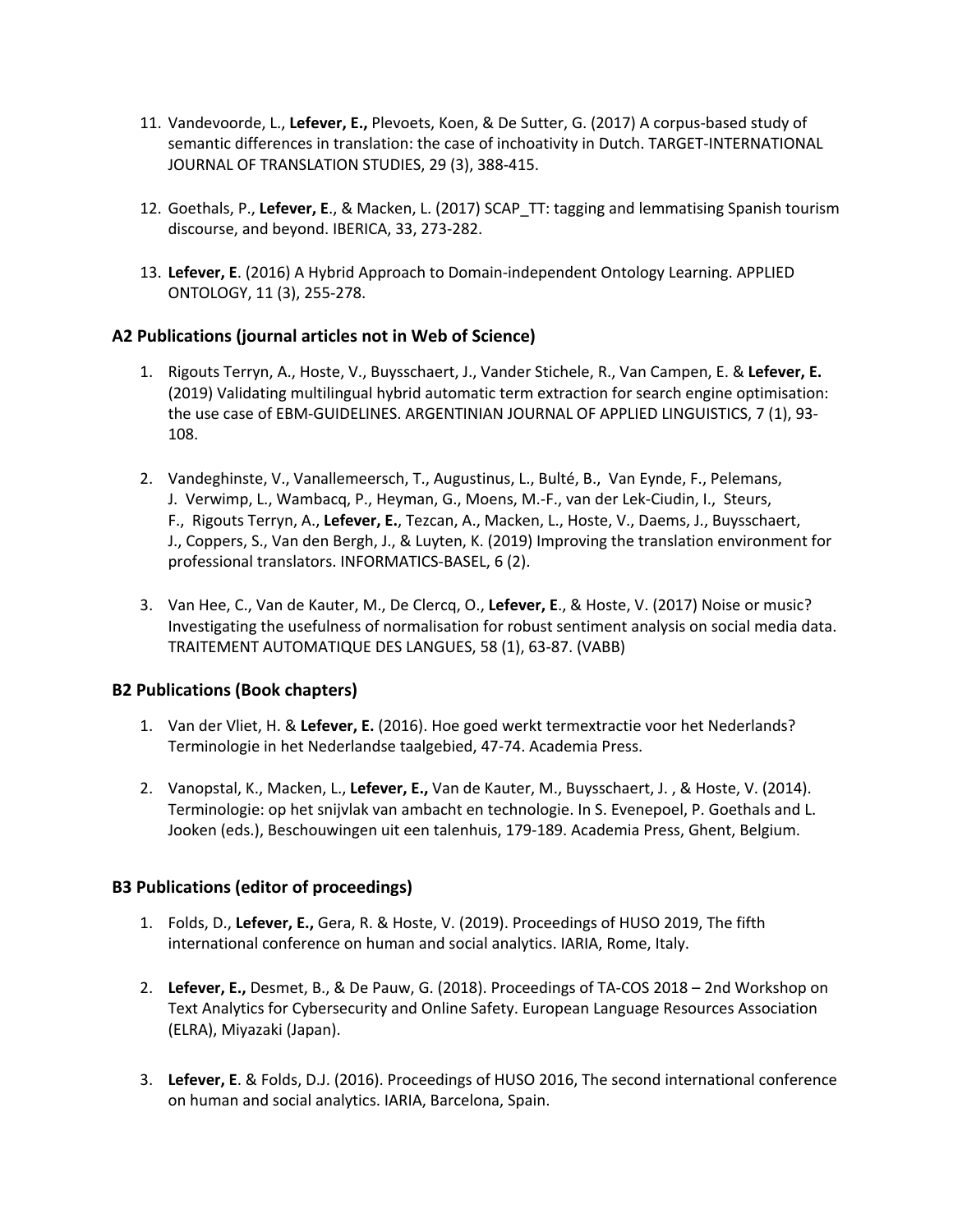11. Vandevoorde, L., **Lefever, E.,** Plevoets, Koen, & De Sutter, G. (2017) A corpus-based study of semantic differences in translation: the case of inchoativity in Dutch. TARGET-INTERNATIONAL JOURNAL OF TRANSLATION STUDIES, 29 (3), 388-415.

12. Goethals, P., **Lefever, E**., & Macken, L. (2017) SCAP_TT: tagging and lemmatising Spanish tourism discourse, and beyond. IBERICA, 33, 273-282.

13. **Lefever, E**. (2016) A Hybrid Approach to Domain-independent Ontology Learning. APPLIED ONTOLOGY, 11 (3), 255-278.

### A2 Publications (journal articles not in Web of Science)

1. Rigouts Terryn, A., Hoste, V., Buysschaert, J., Vander Stichele, R., Van Campen, E. & **Lefever, E.** (2019) Validating multilingual hybrid automatic term extraction for search engine optimisation: the use case of EBM-GUIDELINES. ARGENTINIAN JOURNAL OF APPLIED LINGUISTICS, 7 (1), 93-108.

2. Vandeghinste, V., Vanallemeersch, T., Augustinus, L., Bulté, B., Van Eynde, F., Pelemans, J. Verwimp, L., Wambacq, P., Heyman, G., Moens, M.-F., van der Lek-Ciudin, I., Steurs, F., Rigouts Terryn, A., **Lefever, E.,** Tezcan, A., Macken, L., Hoste, V., Daems, J., Buysschaert, J., Coppers, S., Van den Bergh, J., & Luyten, K. (2019) Improving the translation environment for professional translators. INFORMATICS-BASEL, 6 (2).

3. Van Hee, C., Van de Kauter, M., De Clercq, O., **Lefever, E**., & Hoste, V. (2017) Noise or music? Investigating the usefulness of normalisation for robust sentiment analysis on social media data. TRAITEMENT AUTOMATIQUE DES LANGUES, 58 (1), 63-87. (VABB)

### B2 Publications (Book chapters)

1. Van der Vliet, H. & **Lefever, E.** (2016). Hoe goed werkt termextractie voor het Nederlands? Terminologie in het Nederlandse taalgebied, 47-74. Academia Press.

2. Vanopstal, K., Macken, L., **Lefever, E.,** Van de Kauter, M., Buysschaert, J. , & Hoste, V. (2014). Terminologie: op het snijvlak van ambacht en technologie. In S. Evenepoel, P. Goethals and L. Jooken (eds.), Beschouwingen uit een talenhuis, 179-189. Academia Press, Ghent, Belgium.

### B3 Publications (editor of proceedings)

1. Folds, D., **Lefever, E.,** Gera, R. & Hoste, V. (2019). Proceedings of HUSO 2019, The fifth international conference on human and social analytics. IARIA, Rome, Italy.

2. **Lefever, E.,** Desmet, B., & De Pauw, G. (2018). Proceedings of TA-COS 2018 – 2nd Workshop on Text Analytics for Cybersecurity and Online Safety. European Language Resources Association (ELRA), Miyazaki (Japan).

3. **Lefever, E**. & Folds, D.J. (2016). Proceedings of HUSO 2016, The second international conference on human and social analytics. IARIA, Barcelona, Spain.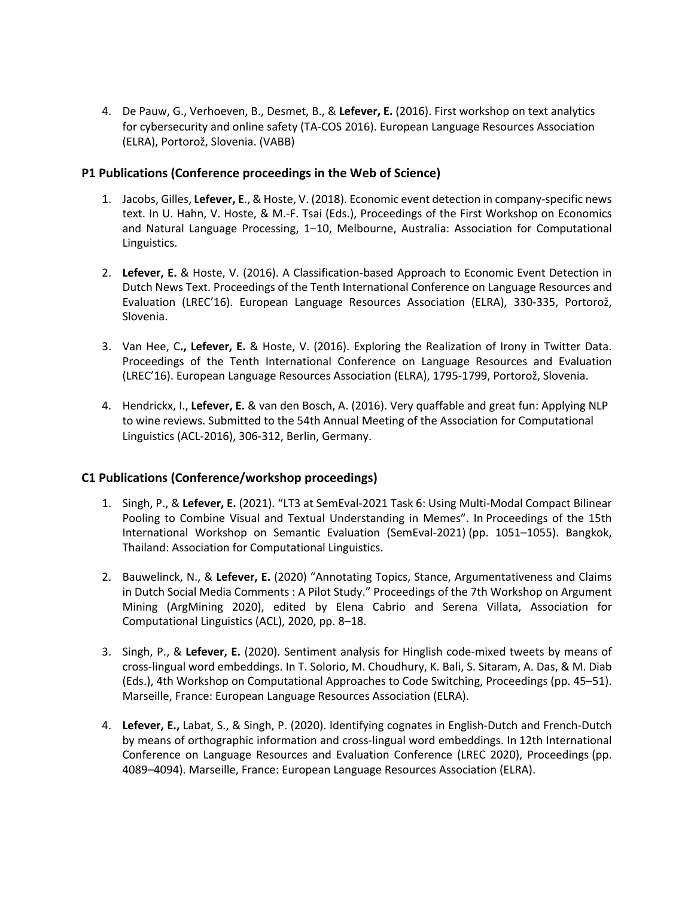4. De Pauw, G., Verhoeven, B., Desmet, B., & **Lefever, E.** (2016). First workshop on text analytics for cybersecurity and online safety (TA-COS 2016). European Language Resources Association (ELRA), Portorož, Slovenia. (VABB)

### P1 Publications (Conference proceedings in the Web of Science)

1. Jacobs, Gilles, **Lefever, E**., & Hoste, V. (2018). Economic event detection in company-specific news text. In U. Hahn, V. Hoste, & M.-F. Tsai (Eds.), Proceedings of the First Workshop on Economics and Natural Language Processing, 1–10, Melbourne, Australia: Association for Computational Linguistics.

2. **Lefever, E.** & Hoste, V. (2016). A Classification-based Approach to Economic Event Detection in Dutch News Text. Proceedings of the Tenth International Conference on Language Resources and Evaluation (LREC'16). European Language Resources Association (ELRA), 330-335, Portorož, Slovenia.

3. Van Hee, C**., Lefever, E.** & Hoste, V. (2016). Exploring the Realization of Irony in Twitter Data. Proceedings of the Tenth International Conference on Language Resources and Evaluation (LREC'16). European Language Resources Association (ELRA), 1795-1799, Portorož, Slovenia.

4. Hendrickx, I., **Lefever, E.** & van den Bosch, A. (2016). Very quaffable and great fun: Applying NLP to wine reviews. Submitted to the 54th Annual Meeting of the Association for Computational Linguistics (ACL-2016), 306-312, Berlin, Germany.

### C1 Publications (Conference/workshop proceedings)

1. Singh, P., & **Lefever, E.** (2021). "LT3 at SemEval-2021 Task 6: Using Multi-Modal Compact Bilinear Pooling to Combine Visual and Textual Understanding in Memes". In Proceedings of the 15th International Workshop on Semantic Evaluation (SemEval-2021) (pp. 1051–1055). Bangkok, Thailand: Association for Computational Linguistics.

2. Bauwelinck, N., & **Lefever, E.** (2020) "Annotating Topics, Stance, Argumentativeness and Claims in Dutch Social Media Comments : A Pilot Study." Proceedings of the 7th Workshop on Argument Mining (ArgMining 2020), edited by Elena Cabrio and Serena Villata, Association for Computational Linguistics (ACL), 2020, pp. 8–18.

3. Singh, P., & **Lefever, E.** (2020). Sentiment analysis for Hinglish code-mixed tweets by means of cross-lingual word embeddings. In T. Solorio, M. Choudhury, K. Bali, S. Sitaram, A. Das, & M. Diab (Eds.), 4th Workshop on Computational Approaches to Code Switching, Proceedings (pp. 45–51). Marseille, France: European Language Resources Association (ELRA).

4. **Lefever, E.,** Labat, S., & Singh, P. (2020). Identifying cognates in English-Dutch and French-Dutch by means of orthographic information and cross-lingual word embeddings. In 12th International Conference on Language Resources and Evaluation Conference (LREC 2020), Proceedings (pp. 4089–4094). Marseille, France: European Language Resources Association (ELRA).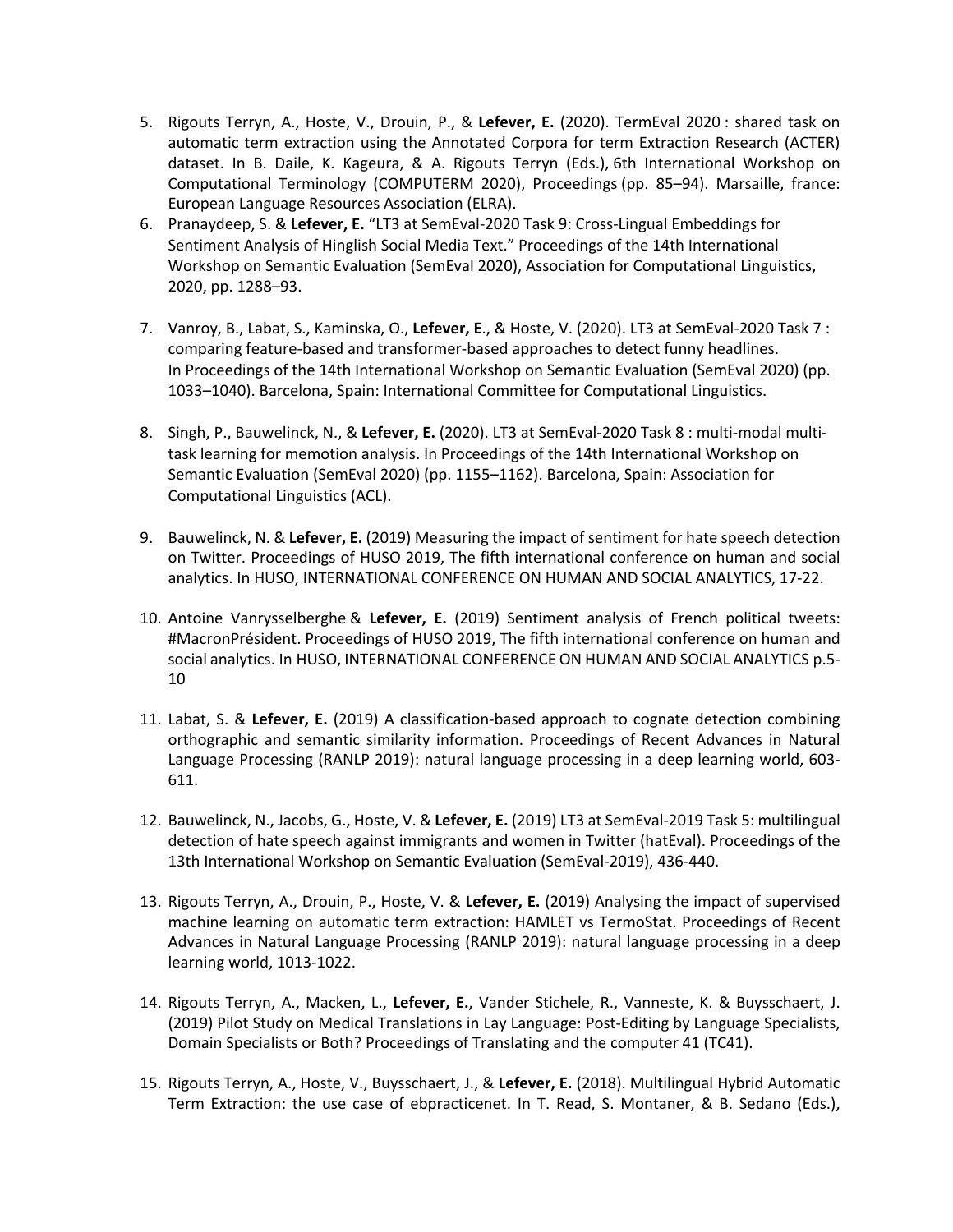5. Rigouts Terryn, A., Hoste, V., Drouin, P., & **Lefever, E.** (2020). TermEval 2020 : shared task on automatic term extraction using the Annotated Corpora for term Extraction Research (ACTER) dataset. In B. Daile, K. Kageura, & A. Rigouts Terryn (Eds.), 6th International Workshop on Computational Terminology (COMPUTERM 2020), Proceedings (pp. 85–94). Marsaille, france: European Language Resources Association (ELRA).
6. Pranaydeep, S. & **Lefever, E.** "LT3 at SemEval-2020 Task 9: Cross-Lingual Embeddings for Sentiment Analysis of Hinglish Social Media Text." Proceedings of the 14th International Workshop on Semantic Evaluation (SemEval 2020), Association for Computational Linguistics, 2020, pp. 1288–93.
7. Vanroy, B., Labat, S., Kaminska, O., **Lefever, E**., & Hoste, V. (2020). LT3 at SemEval-2020 Task 7 : comparing feature-based and transformer-based approaches to detect funny headlines. In Proceedings of the 14th International Workshop on Semantic Evaluation (SemEval 2020) (pp. 1033–1040). Barcelona, Spain: International Committee for Computational Linguistics.
8. Singh, P., Bauwelinck, N., & **Lefever, E.** (2020). LT3 at SemEval-2020 Task 8 : multi-modal multi-task learning for memotion analysis. In Proceedings of the 14th International Workshop on Semantic Evaluation (SemEval 2020) (pp. 1155–1162). Barcelona, Spain: Association for Computational Linguistics (ACL).
9. Bauwelinck, N. & **Lefever, E.** (2019) Measuring the impact of sentiment for hate speech detection on Twitter. Proceedings of HUSO 2019, The fifth international conference on human and social analytics. In HUSO, INTERNATIONAL CONFERENCE ON HUMAN AND SOCIAL ANALYTICS, 17-22.
10. Antoine Vanrysselberghe & **Lefever, E.** (2019) Sentiment analysis of French political tweets: #MacronPrésident. Proceedings of HUSO 2019, The fifth international conference on human and social analytics. In HUSO, INTERNATIONAL CONFERENCE ON HUMAN AND SOCIAL ANALYTICS p.5-10
11. Labat, S. & **Lefever, E.** (2019) A classification-based approach to cognate detection combining orthographic and semantic similarity information. Proceedings of Recent Advances in Natural Language Processing (RANLP 2019): natural language processing in a deep learning world, 603-611.
12. Bauwelinck, N., Jacobs, G., Hoste, V. & **Lefever, E.** (2019) LT3 at SemEval-2019 Task 5: multilingual detection of hate speech against immigrants and women in Twitter (hatEval). Proceedings of the 13th International Workshop on Semantic Evaluation (SemEval-2019), 436-440.
13. Rigouts Terryn, A., Drouin, P., Hoste, V. & **Lefever, E.** (2019) Analysing the impact of supervised machine learning on automatic term extraction: HAMLET vs TermoStat. Proceedings of Recent Advances in Natural Language Processing (RANLP 2019): natural language processing in a deep learning world, 1013-1022.
14. Rigouts Terryn, A., Macken, L., **Lefever, E.**, Vander Stichele, R., Vanneste, K. & Buysschaert, J. (2019) Pilot Study on Medical Translations in Lay Language: Post-Editing by Language Specialists, Domain Specialists or Both? Proceedings of Translating and the computer 41 (TC41).
15. Rigouts Terryn, A., Hoste, V., Buysschaert, J., & **Lefever, E.** (2018). Multilingual Hybrid Automatic Term Extraction: the use case of ebpracticenet. In T. Read, S. Montaner, & B. Sedano (Eds.),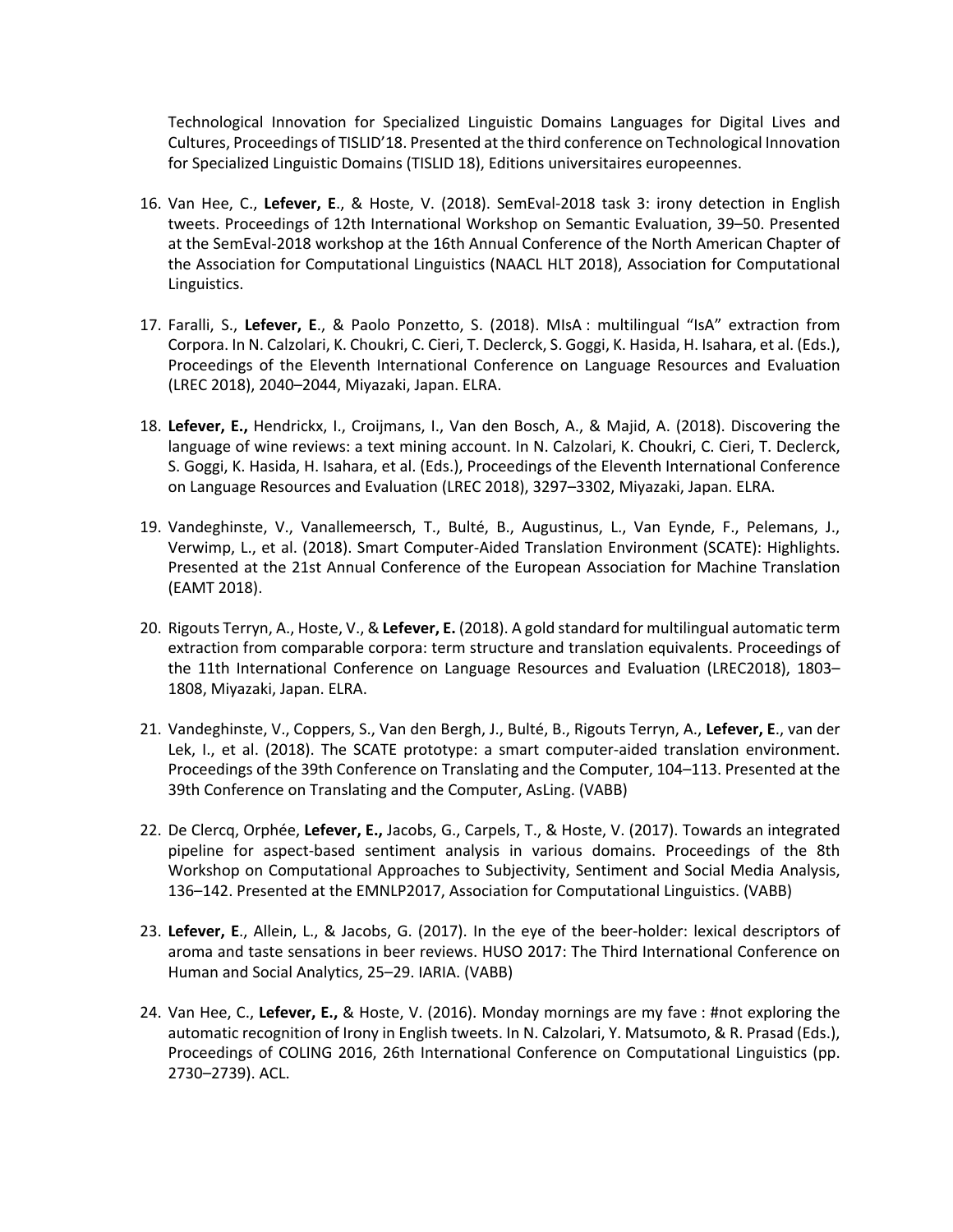Technological Innovation for Specialized Linguistic Domains Languages for Digital Lives and Cultures, Proceedings of TISLID'18. Presented at the third conference on Technological Innovation for Specialized Linguistic Domains (TISLID 18), Editions universitaires europeennes.

16. Van Hee, C., **Lefever, E**., & Hoste, V. (2018). SemEval-2018 task 3: irony detection in English tweets. Proceedings of 12th International Workshop on Semantic Evaluation, 39–50. Presented at the SemEval-2018 workshop at the 16th Annual Conference of the North American Chapter of the Association for Computational Linguistics (NAACL HLT 2018), Association for Computational Linguistics.

17. Faralli, S., **Lefever, E**., & Paolo Ponzetto, S. (2018). MIsA : multilingual "IsA" extraction from Corpora. In N. Calzolari, K. Choukri, C. Cieri, T. Declerck, S. Goggi, K. Hasida, H. Isahara, et al. (Eds.), Proceedings of the Eleventh International Conference on Language Resources and Evaluation (LREC 2018), 2040–2044, Miyazaki, Japan. ELRA.

18. **Lefever, E.,** Hendrickx, I., Croijmans, I., Van den Bosch, A., & Majid, A. (2018). Discovering the language of wine reviews: a text mining account. In N. Calzolari, K. Choukri, C. Cieri, T. Declerck, S. Goggi, K. Hasida, H. Isahara, et al. (Eds.), Proceedings of the Eleventh International Conference on Language Resources and Evaluation (LREC 2018), 3297–3302, Miyazaki, Japan. ELRA.

19. Vandeghinste, V., Vanallemeersch, T., Bulté, B., Augustinus, L., Van Eynde, F., Pelemans, J., Verwimp, L., et al. (2018). Smart Computer-Aided Translation Environment (SCATE): Highlights. Presented at the 21st Annual Conference of the European Association for Machine Translation (EAMT 2018).

20. Rigouts Terryn, A., Hoste, V., & **Lefever, E.** (2018). A gold standard for multilingual automatic term extraction from comparable corpora: term structure and translation equivalents. Proceedings of the 11th International Conference on Language Resources and Evaluation (LREC2018), 1803–1808, Miyazaki, Japan. ELRA.

21. Vandeghinste, V., Coppers, S., Van den Bergh, J., Bulté, B., Rigouts Terryn, A., **Lefever, E**., van der Lek, I., et al. (2018). The SCATE prototype: a smart computer-aided translation environment. Proceedings of the 39th Conference on Translating and the Computer, 104–113. Presented at the 39th Conference on Translating and the Computer, AsLing. (VABB)

22. De Clercq, Orphée, **Lefever, E.,** Jacobs, G., Carpels, T., & Hoste, V. (2017). Towards an integrated pipeline for aspect-based sentiment analysis in various domains. Proceedings of the 8th Workshop on Computational Approaches to Subjectivity, Sentiment and Social Media Analysis, 136–142. Presented at the EMNLP2017, Association for Computational Linguistics. (VABB)

23. **Lefever, E**., Allein, L., & Jacobs, G. (2017). In the eye of the beer-holder: lexical descriptors of aroma and taste sensations in beer reviews. HUSO 2017: The Third International Conference on Human and Social Analytics, 25–29. IARIA. (VABB)

24. Van Hee, C., **Lefever, E.,** & Hoste, V. (2016). Monday mornings are my fave : #not exploring the automatic recognition of Irony in English tweets. In N. Calzolari, Y. Matsumoto, & R. Prasad (Eds.), Proceedings of COLING 2016, 26th International Conference on Computational Linguistics (pp. 2730–2739). ACL.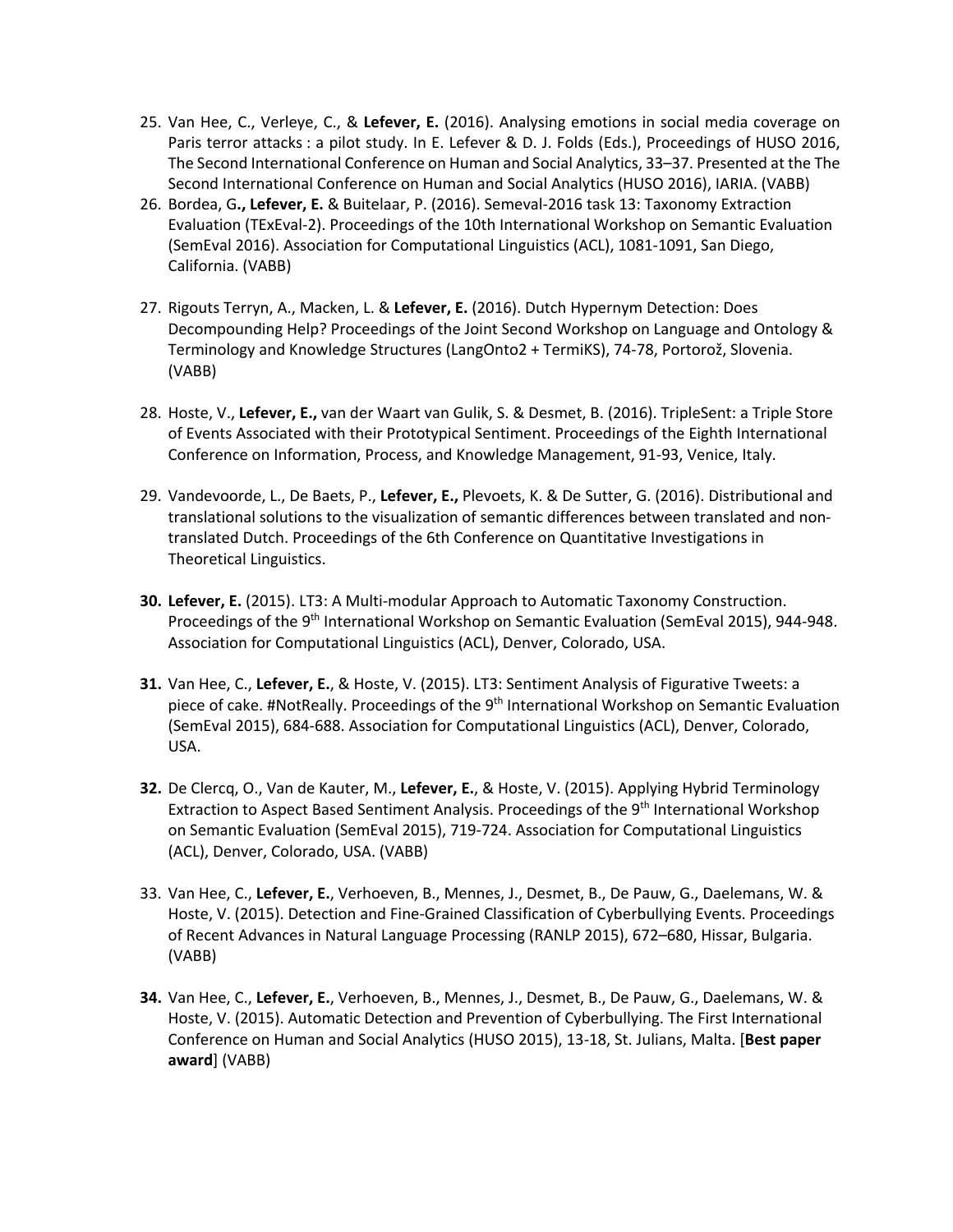25. Van Hee, C., Verleye, C., & **Lefever, E.** (2016). Analysing emotions in social media coverage on Paris terror attacks : a pilot study. In E. Lefever & D. J. Folds (Eds.), Proceedings of HUSO 2016, The Second International Conference on Human and Social Analytics, 33–37. Presented at the The Second International Conference on Human and Social Analytics (HUSO 2016), IARIA. (VABB)
26. Bordea, G**., Lefever, E.** & Buitelaar, P. (2016). Semeval-2016 task 13: Taxonomy Extraction Evaluation (TExEval-2). Proceedings of the 10th International Workshop on Semantic Evaluation (SemEval 2016). Association for Computational Linguistics (ACL), 1081-1091, San Diego, California. (VABB)
27. Rigouts Terryn, A., Macken, L. & **Lefever, E.** (2016). Dutch Hypernym Detection: Does Decompounding Help? Proceedings of the Joint Second Workshop on Language and Ontology & Terminology and Knowledge Structures (LangOnto2 + TermiKS), 74-78, Portorož, Slovenia. (VABB)
28. Hoste, V., **Lefever, E.,** van der Waart van Gulik, S. & Desmet, B. (2016). TripleSent: a Triple Store of Events Associated with their Prototypical Sentiment. Proceedings of the Eighth International Conference on Information, Process, and Knowledge Management, 91-93, Venice, Italy.
29. Vandevoorde, L., De Baets, P., **Lefever, E.,** Plevoets, K. & De Sutter, G. (2016). Distributional and translational solutions to the visualization of semantic differences between translated and non-translated Dutch. Proceedings of the 6th Conference on Quantitative Investigations in Theoretical Linguistics.
30. **Lefever, E.** (2015). LT3: A Multi-modular Approach to Automatic Taxonomy Construction. Proceedings of the 9th International Workshop on Semantic Evaluation (SemEval 2015), 944-948. Association for Computational Linguistics (ACL), Denver, Colorado, USA.
31. Van Hee, C., **Lefever, E.**, & Hoste, V. (2015). LT3: Sentiment Analysis of Figurative Tweets: a piece of cake. #NotReally. Proceedings of the 9th International Workshop on Semantic Evaluation (SemEval 2015), 684-688. Association for Computational Linguistics (ACL), Denver, Colorado, USA.
32. De Clercq, O., Van de Kauter, M., **Lefever, E.**, & Hoste, V. (2015). Applying Hybrid Terminology Extraction to Aspect Based Sentiment Analysis. Proceedings of the 9th International Workshop on Semantic Evaluation (SemEval 2015), 719-724. Association for Computational Linguistics (ACL), Denver, Colorado, USA. (VABB)
33. Van Hee, C., **Lefever, E.**, Verhoeven, B., Mennes, J., Desmet, B., De Pauw, G., Daelemans, W. & Hoste, V. (2015). Detection and Fine-Grained Classification of Cyberbullying Events. Proceedings of Recent Advances in Natural Language Processing (RANLP 2015), 672–680, Hissar, Bulgaria. (VABB)
34. Van Hee, C., **Lefever, E.**, Verhoeven, B., Mennes, J., Desmet, B., De Pauw, G., Daelemans, W. & Hoste, V. (2015). Automatic Detection and Prevention of Cyberbullying. The First International Conference on Human and Social Analytics (HUSO 2015), 13-18, St. Julians, Malta. [**Best paper award**] (VABB)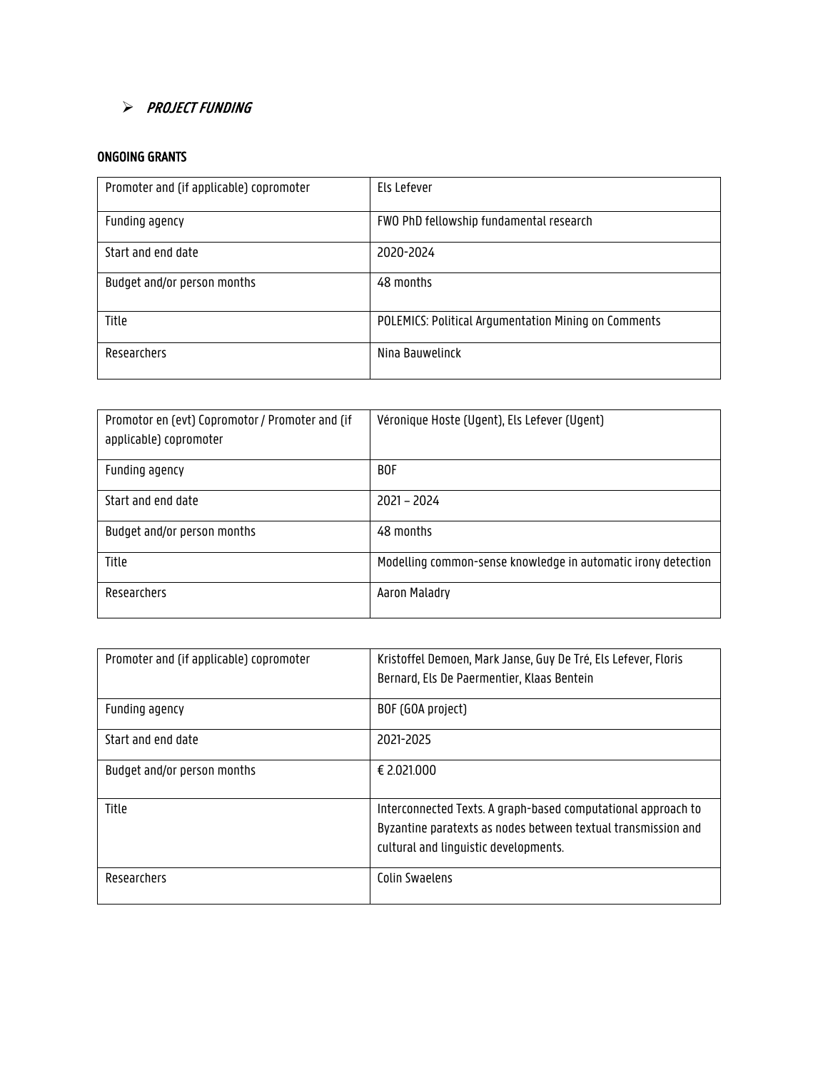- ***PROJECT FUNDING***

**ONGOING GRANTS**

| Promoter and (if applicable) copromoter | Els Lefever |
|---|---|
| Funding agency | FWO PhD fellowship fundamental research |
| Start and end date | 2020-2024 |
| Budget and/or person months | 48 months |
| Title | POLEMICS: Political Argumentation Mining on Comments |
| Researchers | Nina Bauwelinck |

| Promotor en (evt) Copromotor / Promoter and (if applicable) copromoter | Véronique Hoste (Ugent), Els Lefever (Ugent) |
|---|---|
| Funding agency | BOF |
| Start and end date | 2021 – 2024 |
| Budget and/or person months | 48 months |
| Title | Modelling common-sense knowledge in automatic irony detection |
| Researchers | Aaron Maladry |

| Promoter and (if applicable) copromoter | Kristoffel Demoen, Mark Janse, Guy De Tré, Els Lefever, Floris Bernard, Els De Paermentier, Klaas Bentein |
|---|---|
| Funding agency | BOF (GOA project) |
| Start and end date | 2021-2025 |
| Budget and/or person months | € 2.021.000 |
| Title | Interconnected Texts. A graph-based computational approach to Byzantine paratexts as nodes between textual transmission and cultural and linguistic developments. |
| Researchers | Colin Swaelens |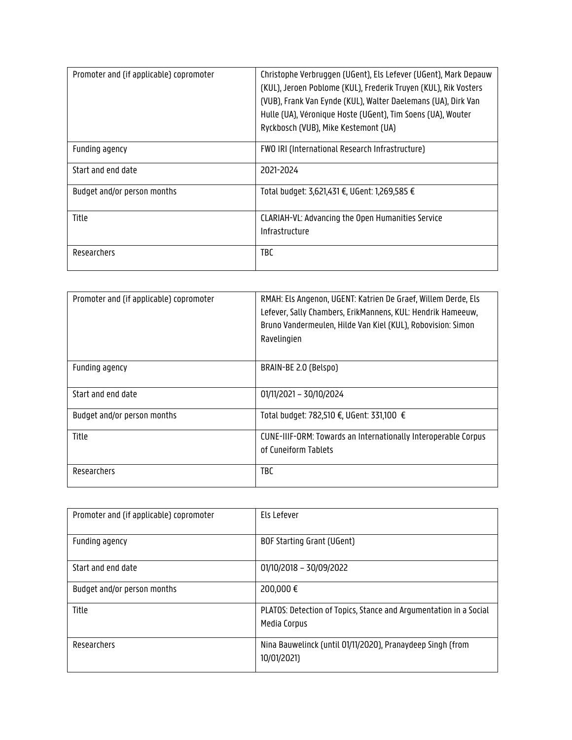| Promoter and (if applicable) copromoter | Christophe Verbruggen (UGent), Els Lefever (UGent), Mark Depauw (KUL), Jeroen Poblome (KUL), Frederik Truyen (KUL), Rik Vosters (VUB), Frank Van Eynde (KUL), Walter Daelemans (UA), Dirk Van Hulle (UA), Véronique Hoste (UGent), Tim Soens (UA), Wouter Ryckbosch (VUB), Mike Kestemont (UA) |
|---|---|
| Funding agency | FWO IRI (International Research Infrastructure) |
| Start and end date | 2021-2024 |
| Budget and/or person months | Total budget: 3,621,431 €, UGent: 1,269,585 € |
| Title | CLARIAH-VL: Advancing the Open Humanities Service Infrastructure |
| Researchers | TBC |

| Promoter and (if applicable) copromoter | RMAH: Els Angenon, UGENT: Katrien De Graef, Willem Derde, Els Lefever, Sally Chambers, ErikMannens, KUL: Hendrik Hameeuw, Bruno Vandermeulen, Hilde Van Kiel (KUL), Robovision: Simon Ravelingien |
|---|---|
| Funding agency | BRAIN-BE 2.0 (Belspo) |
| Start and end date | 01/11/2021 – 30/10/2024 |
| Budget and/or person months | Total budget: 782,510 €, UGent: 331,100 € |
| Title | CUNE-IIIF-ORM: Towards an Internationally Interoperable Corpus of Cuneiform Tablets |
| Researchers | TBC |

| Promoter and (if applicable) copromoter | Els Lefever |
|---|---|
| Funding agency | BOF Starting Grant (UGent) |
| Start and end date | 01/10/2018 – 30/09/2022 |
| Budget and/or person months | 200,000 € |
| Title | PLATOS: Detection of Topics, Stance and Argumentation in a Social Media Corpus |
| Researchers | Nina Bauwelinck (until 01/11/2020), Pranaydeep Singh (from 10/01/2021) |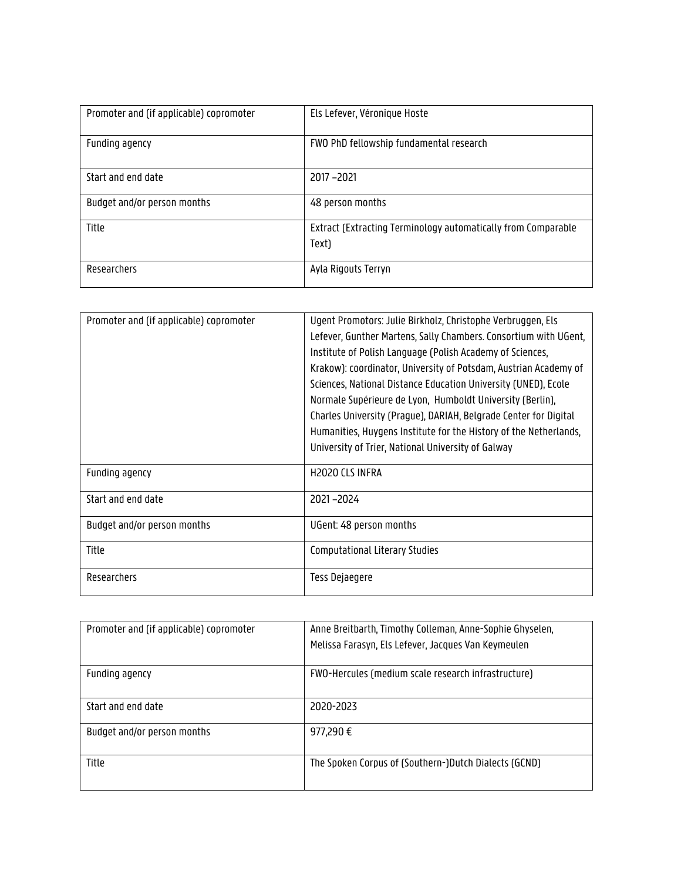| Promoter and (if applicable) copromoter | Els Lefever, Véronique Hoste |
|---|---|
| Funding agency | FWO PhD fellowship fundamental research |
| Start and end date | 2017 –2021 |
| Budget and/or person months | 48 person months |
| Title | Extract (Extracting Terminology automatically from Comparable Text) |
| Researchers | Ayla Rigouts Terryn |

| Promoter and (if applicable) copromoter | Ugent Promotors: Julie Birkholz, Christophe Verbruggen, Els Lefever, Gunther Martens, Sally Chambers. Consortium with UGent, Institute of Polish Language (Polish Academy of Sciences, Krakow): coordinator, University of Potsdam, Austrian Academy of Sciences, National Distance Education University (UNED), Ecole Normale Supérieure de Lyon, Humboldt University (Berlin), Charles University (Prague), DARIAH, Belgrade Center for Digital Humanities, Huygens Institute for the History of the Netherlands, University of Trier, National University of Galway |
|---|---|
| Funding agency | H2020 CLS INFRA |
| Start and end date | 2021 –2024 |
| Budget and/or person months | UGent: 48 person months |
| Title | Computational Literary Studies |
| Researchers | Tess Dejaegere |

| Promoter and (if applicable) copromoter | Anne Breitbarth, Timothy Colleman, Anne-Sophie Ghyselen, Melissa Farasyn, Els Lefever, Jacques Van Keymeulen |
|---|---|
| Funding agency | FWO-Hercules (medium scale research infrastructure) |
| Start and end date | 2020-2023 |
| Budget and/or person months | 977,290 € |
| Title | The Spoken Corpus of (Southern-)Dutch Dialects (GCND) |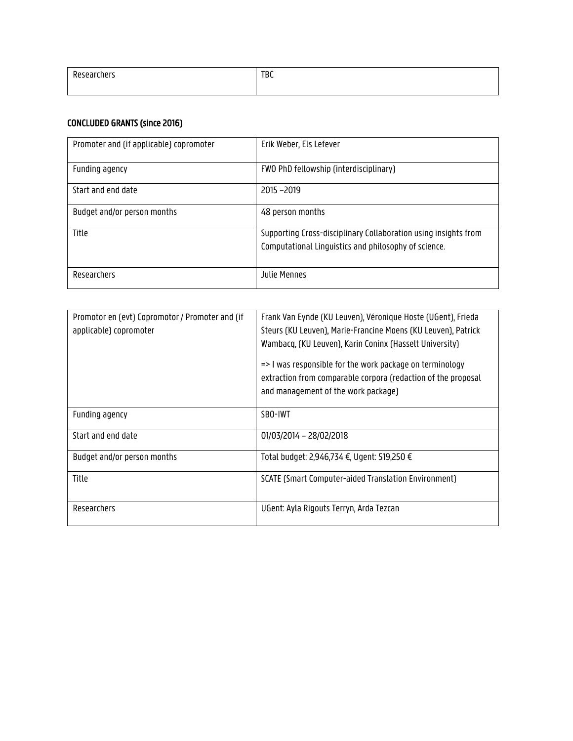| | |
|---|---|
| Researchers | TBC |

**CONCLUDED GRANTS (since 2016)**

| | |
|---|---|
| Promoter and (if applicable) copromoter | Erik Weber, Els Lefever |
| Funding agency | FWO PhD fellowship (interdisciplinary) |
| Start and end date | 2015 –2019 |
| Budget and/or person months | 48 person months |
| Title | Supporting Cross-disciplinary Collaboration using insights from Computational Linguistics and philosophy of science. |
| Researchers | Julie Mennes |

| | |
|---|---|
| Promotor en (evt) Copromotor / Promoter and (if applicable) copromoter | Frank Van Eynde (KU Leuven), Véronique Hoste (UGent), Frieda Steurs (KU Leuven), Marie-Francine Moens (KU Leuven), Patrick Wambacq, (KU Leuven), Karin Coninx (Hasselt University)<br><br>=> I was responsible for the work package on terminology extraction from comparable corpora (redaction of the proposal and management of the work package) |
| Funding agency | SBO-IWT |
| Start and end date | 01/03/2014 – 28/02/2018 |
| Budget and/or person months | Total budget: 2,946,734 €, Ugent: 519,250 € |
| Title | SCATE (Smart Computer-aided Translation Environment) |
| Researchers | UGent: Ayla Rigouts Terryn, Arda Tezcan |